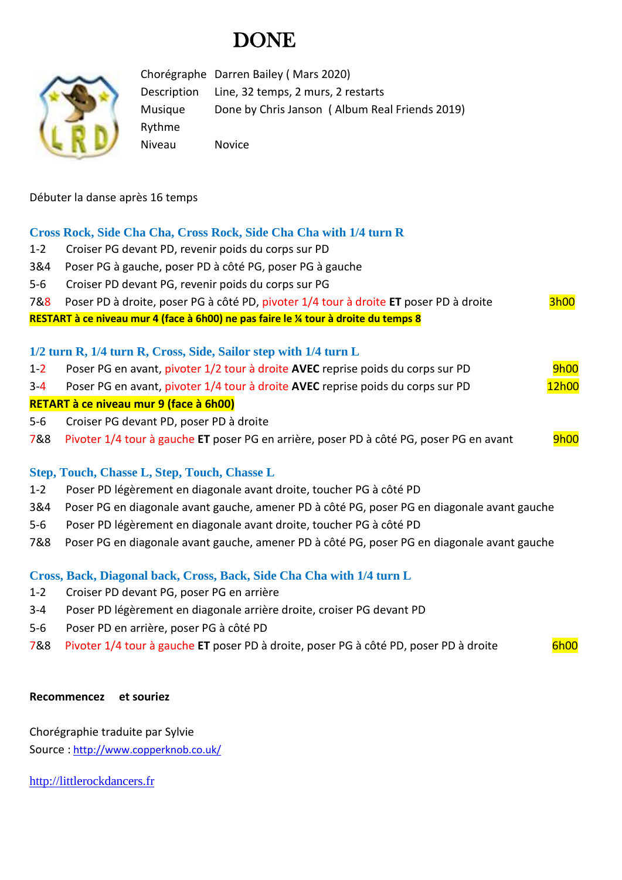# DONE

| | |
|---|---|
| Chorégraphe | Darren Bailey ( Mars 2020) |
| Description | Line, 32 temps, 2 murs, 2 restarts |
| Musique | Done by Chris Janson ( Album Real Friends 2019) |
| Rythme | |
| Niveau | Novice |

Débuter la danse après 16 temps

### Cross Rock, Side Cha Cha, Cross Rock, Side Cha Cha with 1/4 turn R

1-2 Croiser PG devant PD, revenir poids du corps sur PD

3&4 Poser PG à gauche, poser PD à côté PG, poser PG à gauche

5-6 Croiser PD devant PG, revenir poids du corps sur PG

7&8 Poser PD à droite, poser PG à côté PD, pivoter 1/4 tour à droite **ET** poser PD à droite — 3h00

**RESTART à ce niveau mur 4 (face à 6h00) ne pas faire le ¼ tour à droite du temps 8**

### 1/2 turn R, 1/4 turn R, Cross, Side, Sailor step with 1/4 turn L

1-2 Poser PG en avant, pivoter 1/2 tour à droite **AVEC** reprise poids du corps sur PD — 9h00

3-4 Poser PG en avant, pivoter 1/4 tour à droite **AVEC** reprise poids du corps sur PD — 12h00

**RETART à ce niveau mur 9 (face à 6h00)**

5-6 Croiser PG devant PD, poser PD à droite

7&8 Pivoter 1/4 tour à gauche **ET** poser PG en arrière, poser PD à côté PG, poser PG en avant — 9h00

### Step, Touch, Chasse L, Step, Touch, Chasse L

1-2 Poser PD légèrement en diagonale avant droite, toucher PG à côté PD

3&4 Poser PG en diagonale avant gauche, amener PD à côté PG, poser PG en diagonale avant gauche

5-6 Poser PD légèrement en diagonale avant droite, toucher PG à côté PD

7&8 Poser PG en diagonale avant gauche, amener PD à côté PG, poser PG en diagonale avant gauche

### Cross, Back, Diagonal back, Cross, Back, Side Cha Cha with 1/4 turn L

1-2 Croiser PD devant PG, poser PG en arrière

3-4 Poser PD légèrement en diagonale arrière droite, croiser PG devant PD

5-6 Poser PD en arrière, poser PG à côté PD

7&8 Pivoter 1/4 tour à gauche **ET** poser PD à droite, poser PG à côté PD, poser PD à droite — 6h00

**Recommencez et souriez**

Chorégraphie traduite par Sylvie

Source : http://www.copperknob.co.uk/

http://littlerockdancers.fr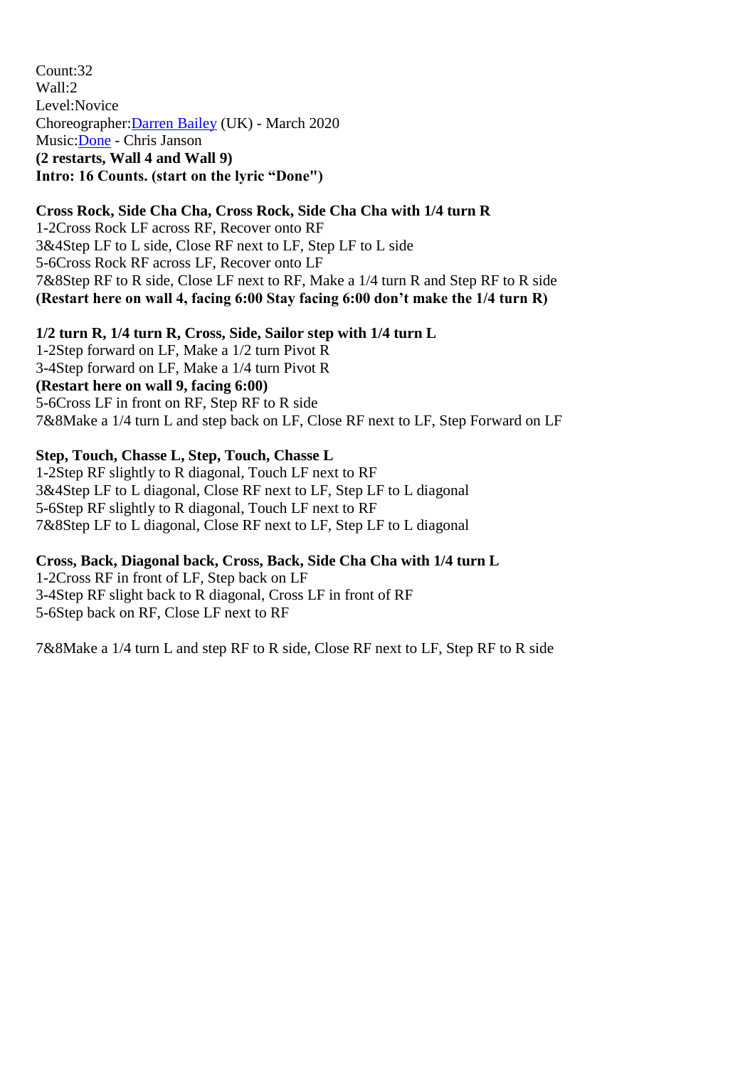Count:32
Wall:2
Level:Novice
Choreographer:Darren Bailey (UK) - March 2020
Music:Done - Chris Janson
**(2 restarts, Wall 4 and Wall 9)**
**Intro: 16 Counts. (start on the lyric "Done")**

**Cross Rock, Side Cha Cha, Cross Rock, Side Cha Cha with 1/4 turn R**
1-2Cross Rock LF across RF, Recover onto RF
3&4Step LF to L side, Close RF next to LF, Step LF to L side
5-6Cross Rock RF across LF, Recover onto LF
7&8Step RF to R side, Close LF next to RF, Make a 1/4 turn R and Step RF to R side
**(Restart here on wall 4, facing 6:00 Stay facing 6:00 don't make the 1/4 turn R)**

**1/2 turn R, 1/4 turn R, Cross, Side, Sailor step with 1/4 turn L**
1-2Step forward on LF, Make a 1/2 turn Pivot R
3-4Step forward on LF, Make a 1/4 turn Pivot R
**(Restart here on wall 9, facing 6:00)**
5-6Cross LF in front on RF, Step RF to R side
7&8Make a 1/4 turn L and step back on LF, Close RF next to LF, Step Forward on LF

**Step, Touch, Chasse L, Step, Touch, Chasse L**
1-2Step RF slightly to R diagonal, Touch LF next to RF
3&4Step LF to L diagonal, Close RF next to LF, Step LF to L diagonal
5-6Step RF slightly to R diagonal, Touch LF next to RF
7&8Step LF to L diagonal, Close RF next to LF, Step LF to L diagonal

**Cross, Back, Diagonal back, Cross, Back, Side Cha Cha with 1/4 turn L**
1-2Cross RF in front of LF, Step back on LF
3-4Step RF slight back to R diagonal, Cross LF in front of RF
5-6Step back on RF, Close LF next to RF

7&8Make a 1/4 turn L and step RF to R side, Close RF next to LF, Step RF to R side